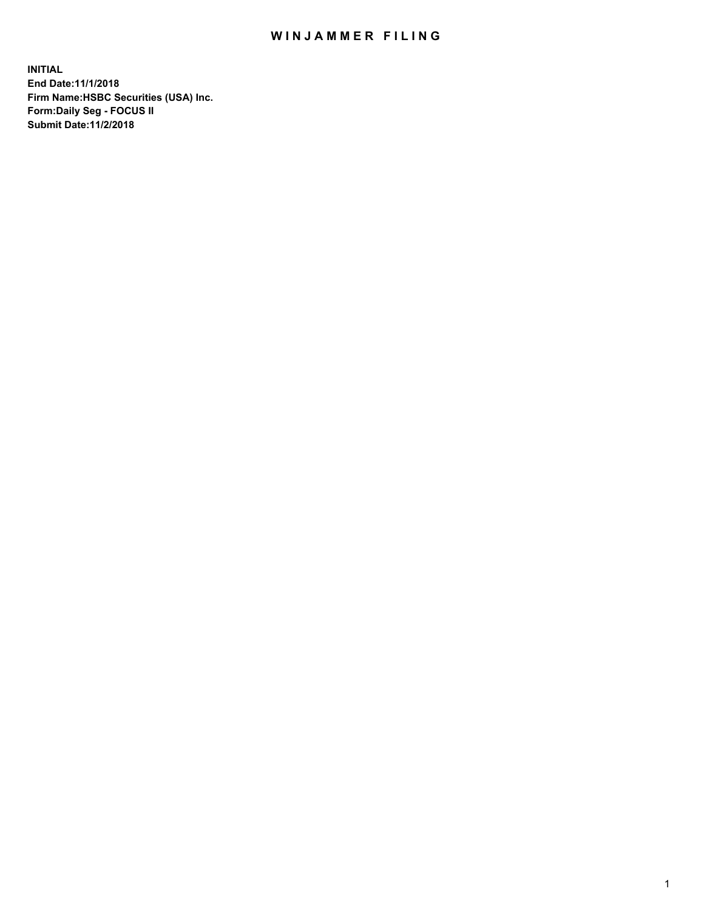# WINJAMMER FILING

**INITIAL**
**End Date:11/1/2018**
**Firm Name:HSBC Securities (USA) Inc.**
**Form:Daily Seg - FOCUS II**
**Submit Date:11/2/2018**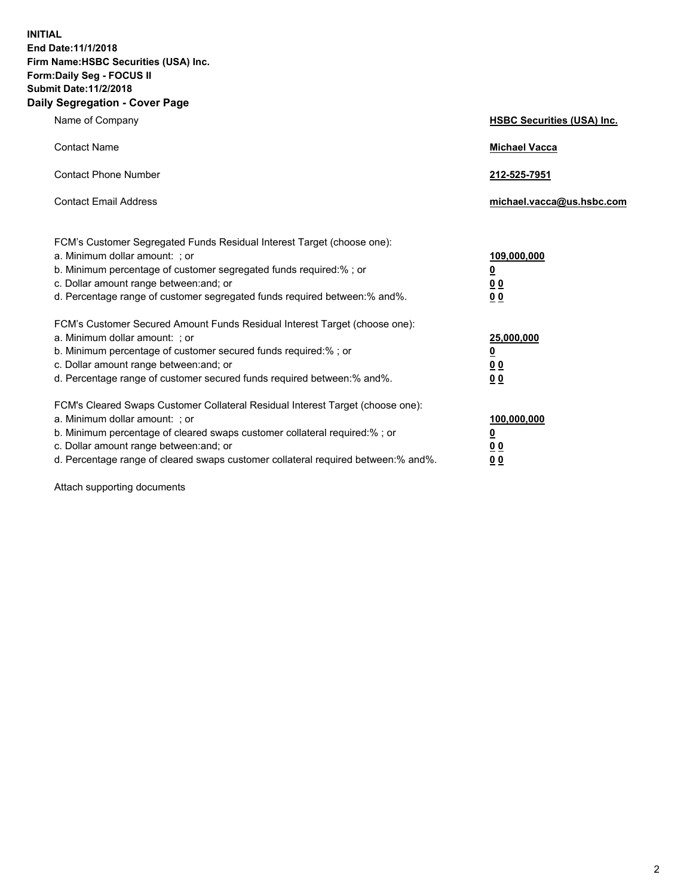**INITIAL**
**End Date:11/1/2018**
**Firm Name:HSBC Securities (USA) Inc.**
**Form:Daily Seg - FOCUS II**
**Submit Date:11/2/2018**

## Daily Segregation - Cover Page

| | |
|---|---|
| Name of Company | **HSBC Securities (USA) Inc.** |
| Contact Name | **Michael Vacca** |
| Contact Phone Number | **212-525-7951** |
| Contact Email Address | **michael.vacca@us.hsbc.com** |

| | |
|---|---|
| FCM's Customer Segregated Funds Residual Interest Target (choose one): | |
| a. Minimum dollar amount: ; or | **109,000,000** |
| b. Minimum percentage of customer segregated funds required:% ; or | **0** |
| c. Dollar amount range between:and; or | **0 0** |
| d. Percentage range of customer segregated funds required between:% and%. | **0 0** |
| FCM's Customer Secured Amount Funds Residual Interest Target (choose one): | |
| a. Minimum dollar amount: ; or | **25,000,000** |
| b. Minimum percentage of customer secured funds required:% ; or | **0** |
| c. Dollar amount range between:and; or | **0 0** |
| d. Percentage range of customer secured funds required between:% and%. | **0 0** |
| FCM's Cleared Swaps Customer Collateral Residual Interest Target (choose one): | |
| a. Minimum dollar amount: ; or | **100,000,000** |
| b. Minimum percentage of cleared swaps customer collateral required:% ; or | **0** |
| c. Dollar amount range between:and; or | **0 0** |
| d. Percentage range of cleared swaps customer collateral required between:% and%. | **0 0** |

Attach supporting documents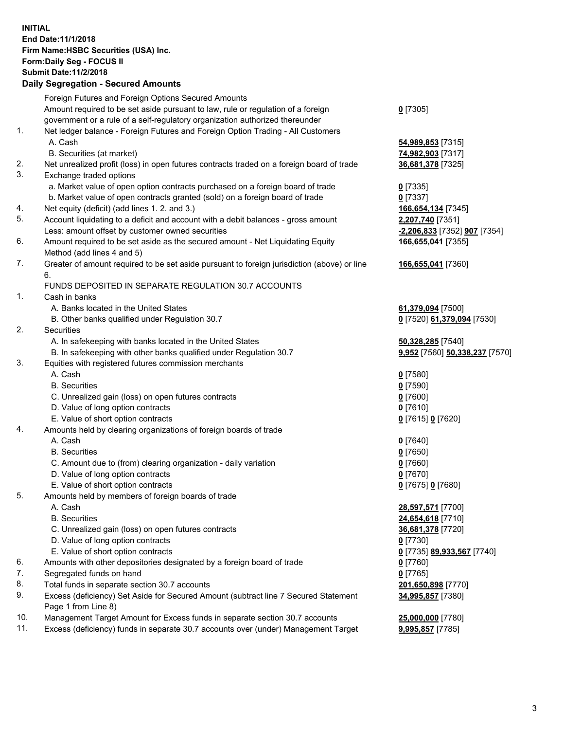**INITIAL**
**End Date:11/1/2018**
**Firm Name:HSBC Securities (USA) Inc.**
**Form:Daily Seg - FOCUS II**
**Submit Date:11/2/2018**

## Daily Segregation - Secured Amounts

| | | |
|---|---|---|
| | Foreign Futures and Foreign Options Secured Amounts | |
| | Amount required to be set aside pursuant to law, rule or regulation of a foreign government or a rule of a self-regulatory organization authorized thereunder | **0** [7305] |
| 1. | Net ledger balance - Foreign Futures and Foreign Option Trading - All Customers | |
| | A. Cash | **54,989,853** [7315] |
| | B. Securities (at market) | **74,982,903** [7317] |
| 2. | Net unrealized profit (loss) in open futures contracts traded on a foreign board of trade | **36,681,378** [7325] |
| 3. | Exchange traded options | |
| | a. Market value of open option contracts purchased on a foreign board of trade | **0** [7335] |
| | b. Market value of open contracts granted (sold) on a foreign board of trade | **0** [7337] |
| 4. | Net equity (deficit) (add lines 1. 2. and 3.) | **166,654,134** [7345] |
| 5. | Account liquidating to a deficit and account with a debit balances - gross amount | **2,207,740** [7351] |
| | Less: amount offset by customer owned securities | **-2,206,833** [7352] **907** [7354] |
| 6. | Amount required to be set aside as the secured amount - Net Liquidating Equity Method (add lines 4 and 5) | **166,655,041** [7355] |
| 7. | Greater of amount required to be set aside pursuant to foreign jurisdiction (above) or line 6. | **166,655,041** [7360] |
| | FUNDS DEPOSITED IN SEPARATE REGULATION 30.7 ACCOUNTS | |
| 1. | Cash in banks | |
| | A. Banks located in the United States | **61,379,094** [7500] |
| | B. Other banks qualified under Regulation 30.7 | **0** [7520] **61,379,094** [7530] |
| 2. | Securities | |
| | A. In safekeeping with banks located in the United States | **50,328,285** [7540] |
| | B. In safekeeping with other banks qualified under Regulation 30.7 | **9,952** [7560] **50,338,237** [7570] |
| 3. | Equities with registered futures commission merchants | |
| | A. Cash | **0** [7580] |
| | B. Securities | **0** [7590] |
| | C. Unrealized gain (loss) on open futures contracts | **0** [7600] |
| | D. Value of long option contracts | **0** [7610] |
| | E. Value of short option contracts | **0** [7615] **0** [7620] |
| 4. | Amounts held by clearing organizations of foreign boards of trade | |
| | A. Cash | **0** [7640] |
| | B. Securities | **0** [7650] |
| | C. Amount due to (from) clearing organization - daily variation | **0** [7660] |
| | D. Value of long option contracts | **0** [7670] |
| | E. Value of short option contracts | **0** [7675] **0** [7680] |
| 5. | Amounts held by members of foreign boards of trade | |
| | A. Cash | **28,597,571** [7700] |
| | B. Securities | **24,654,618** [7710] |
| | C. Unrealized gain (loss) on open futures contracts | **36,681,378** [7720] |
| | D. Value of long option contracts | **0** [7730] |
| | E. Value of short option contracts | **0** [7735] **89,933,567** [7740] |
| 6. | Amounts with other depositories designated by a foreign board of trade | **0** [7760] |
| 7. | Segregated funds on hand | **0** [7765] |
| 8. | Total funds in separate section 30.7 accounts | **201,650,898** [7770] |
| 9. | Excess (deficiency) Set Aside for Secured Amount (subtract line 7 Secured Statement Page 1 from Line 8) | **34,995,857** [7380] |
| 10. | Management Target Amount for Excess funds in separate section 30.7 accounts | **25,000,000** [7780] |
| 11. | Excess (deficiency) funds in separate 30.7 accounts over (under) Management Target | **9,995,857** [7785] |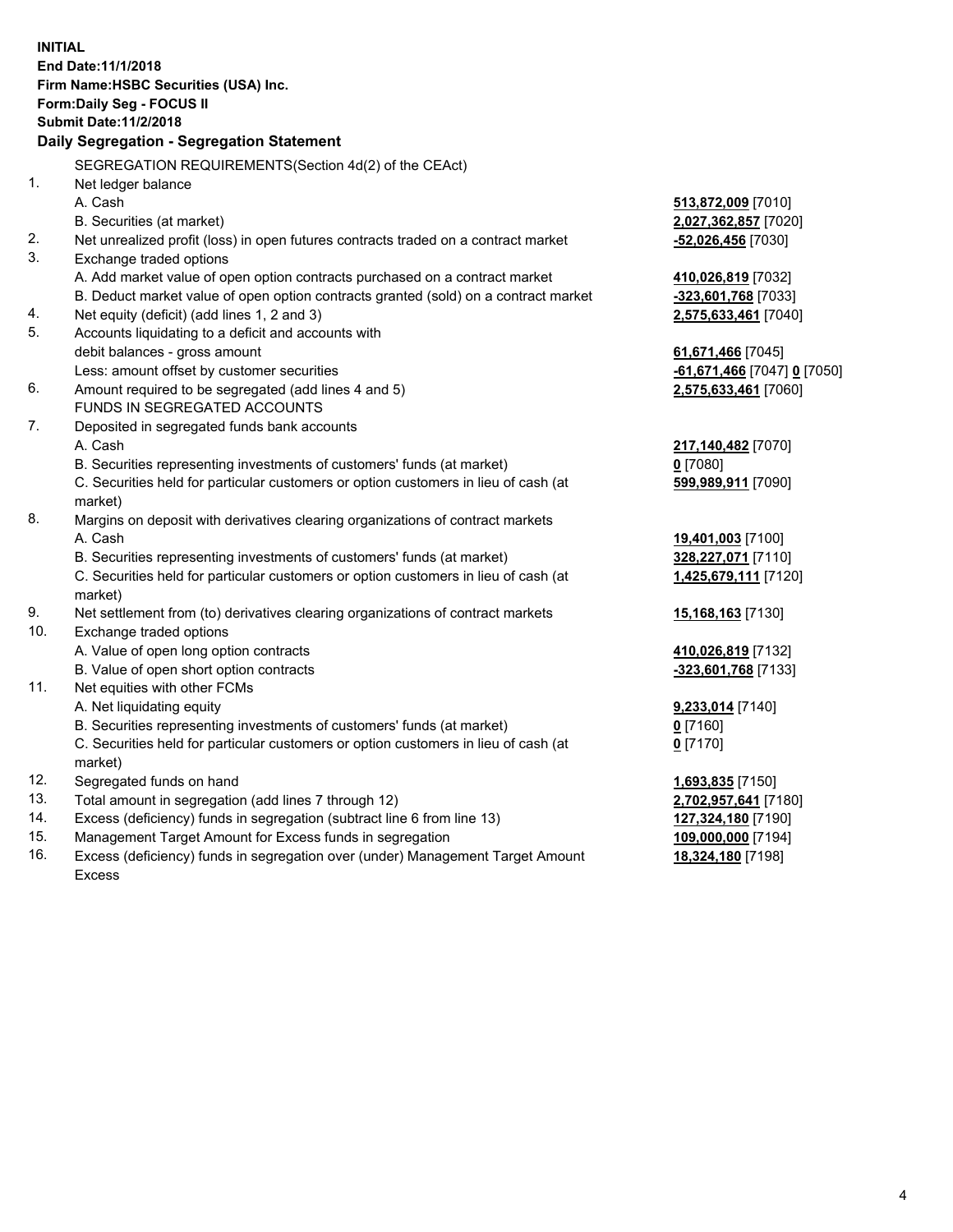**INITIAL**
**End Date:11/1/2018**
**Firm Name:HSBC Securities (USA) Inc.**
**Form:Daily Seg - FOCUS II**
**Submit Date:11/2/2018**

### Daily Segregation - Segregation Statement

SEGREGATION REQUIREMENTS(Section 4d(2) of the CEAct)

| | | |
|---|---|---|
| 1. | Net ledger balance | |
| | A. Cash | **513,872,009** [7010] |
| | B. Securities (at market) | **2,027,362,857** [7020] |
| 2. | Net unrealized profit (loss) in open futures contracts traded on a contract market | **-52,026,456** [7030] |
| 3. | Exchange traded options | |
| | A. Add market value of open option contracts purchased on a contract market | **410,026,819** [7032] |
| | B. Deduct market value of open option contracts granted (sold) on a contract market | **-323,601,768** [7033] |
| 4. | Net equity (deficit) (add lines 1, 2 and 3) | **2,575,633,461** [7040] |
| 5. | Accounts liquidating to a deficit and accounts with debit balances - gross amount | **61,671,466** [7045] |
| | Less: amount offset by customer securities | **-61,671,466** [7047] **0** [7050] |
| 6. | Amount required to be segregated (add lines 4 and 5) | **2,575,633,461** [7060] |
| | FUNDS IN SEGREGATED ACCOUNTS | |
| 7. | Deposited in segregated funds bank accounts | |
| | A. Cash | **217,140,482** [7070] |
| | B. Securities representing investments of customers' funds (at market) | **0** [7080] |
| | C. Securities held for particular customers or option customers in lieu of cash (at market) | **599,989,911** [7090] |
| 8. | Margins on deposit with derivatives clearing organizations of contract markets | |
| | A. Cash | **19,401,003** [7100] |
| | B. Securities representing investments of customers' funds (at market) | **328,227,071** [7110] |
| | C. Securities held for particular customers or option customers in lieu of cash (at market) | **1,425,679,111** [7120] |
| 9. | Net settlement from (to) derivatives clearing organizations of contract markets | **15,168,163** [7130] |
| 10. | Exchange traded options | |
| | A. Value of open long option contracts | **410,026,819** [7132] |
| | B. Value of open short option contracts | **-323,601,768** [7133] |
| 11. | Net equities with other FCMs | |
| | A. Net liquidating equity | **9,233,014** [7140] |
| | B. Securities representing investments of customers' funds (at market) | **0** [7160] |
| | C. Securities held for particular customers or option customers in lieu of cash (at market) | **0** [7170] |
| 12. | Segregated funds on hand | **1,693,835** [7150] |
| 13. | Total amount in segregation (add lines 7 through 12) | **2,702,957,641** [7180] |
| 14. | Excess (deficiency) funds in segregation (subtract line 6 from line 13) | **127,324,180** [7190] |
| 15. | Management Target Amount for Excess funds in segregation | **109,000,000** [7194] |
| 16. | Excess (deficiency) funds in segregation over (under) Management Target Amount Excess | **18,324,180** [7198] |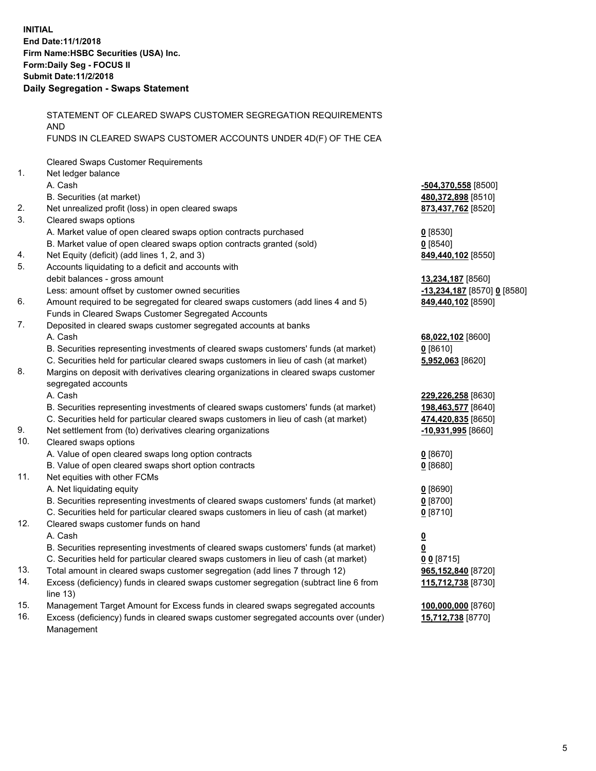**INITIAL**
**End Date:11/1/2018**
**Firm Name:HSBC Securities (USA) Inc.**
**Form:Daily Seg - FOCUS II**
**Submit Date:11/2/2018**
**Daily Segregation - Swaps Statement**

STATEMENT OF CLEARED SWAPS CUSTOMER SEGREGATION REQUIREMENTS AND FUNDS IN CLEARED SWAPS CUSTOMER ACCOUNTS UNDER 4D(F) OF THE CEA

| | | |
|---|---|---|
| | Cleared Swaps Customer Requirements | |
| 1. | Net ledger balance | |
| | A. Cash | -504,370,558 [8500] |
| | B. Securities (at market) | 480,372,898 [8510] |
| 2. | Net unrealized profit (loss) in open cleared swaps | 873,437,762 [8520] |
| 3. | Cleared swaps options | |
| | A. Market value of open cleared swaps option contracts purchased | 0 [8530] |
| | B. Market value of open cleared swaps option contracts granted (sold) | 0 [8540] |
| 4. | Net Equity (deficit) (add lines 1, 2, and 3) | 849,440,102 [8550] |
| 5. | Accounts liquidating to a deficit and accounts with debit balances - gross amount | 13,234,187 [8560] |
| | Less: amount offset by customer owned securities | -13,234,187 [8570] 0 [8580] |
| 6. | Amount required to be segregated for cleared swaps customers (add lines 4 and 5) | 849,440,102 [8590] |
| | Funds in Cleared Swaps Customer Segregated Accounts | |
| 7. | Deposited in cleared swaps customer segregated accounts at banks | |
| | A. Cash | 68,022,102 [8600] |
| | B. Securities representing investments of cleared swaps customers' funds (at market) | 0 [8610] |
| | C. Securities held for particular cleared swaps customers in lieu of cash (at market) | 5,952,063 [8620] |
| 8. | Margins on deposit with derivatives clearing organizations in cleared swaps customer segregated accounts | |
| | A. Cash | 229,226,258 [8630] |
| | B. Securities representing investments of cleared swaps customers' funds (at market) | 198,463,577 [8640] |
| | C. Securities held for particular cleared swaps customers in lieu of cash (at market) | 474,420,835 [8650] |
| 9. | Net settlement from (to) derivatives clearing organizations | -10,931,995 [8660] |
| 10. | Cleared swaps options | |
| | A. Value of open cleared swaps long option contracts | 0 [8670] |
| | B. Value of open cleared swaps short option contracts | 0 [8680] |
| 11. | Net equities with other FCMs | |
| | A. Net liquidating equity | 0 [8690] |
| | B. Securities representing investments of cleared swaps customers' funds (at market) | 0 [8700] |
| | C. Securities held for particular cleared swaps customers in lieu of cash (at market) | 0 [8710] |
| 12. | Cleared swaps customer funds on hand | |
| | A. Cash | 0 |
| | B. Securities representing investments of cleared swaps customers' funds (at market) | 0 |
| | C. Securities held for particular cleared swaps customers in lieu of cash (at market) | 0 0 [8715] |
| 13. | Total amount in cleared swaps customer segregation (add lines 7 through 12) | 965,152,840 [8720] |
| 14. | Excess (deficiency) funds in cleared swaps customer segregation (subtract line 6 from line 13) | 115,712,738 [8730] |
| 15. | Management Target Amount for Excess funds in cleared swaps segregated accounts | 100,000,000 [8760] |
| 16. | Excess (deficiency) funds in cleared swaps customer segregated accounts over (under) Management | 15,712,738 [8770] |